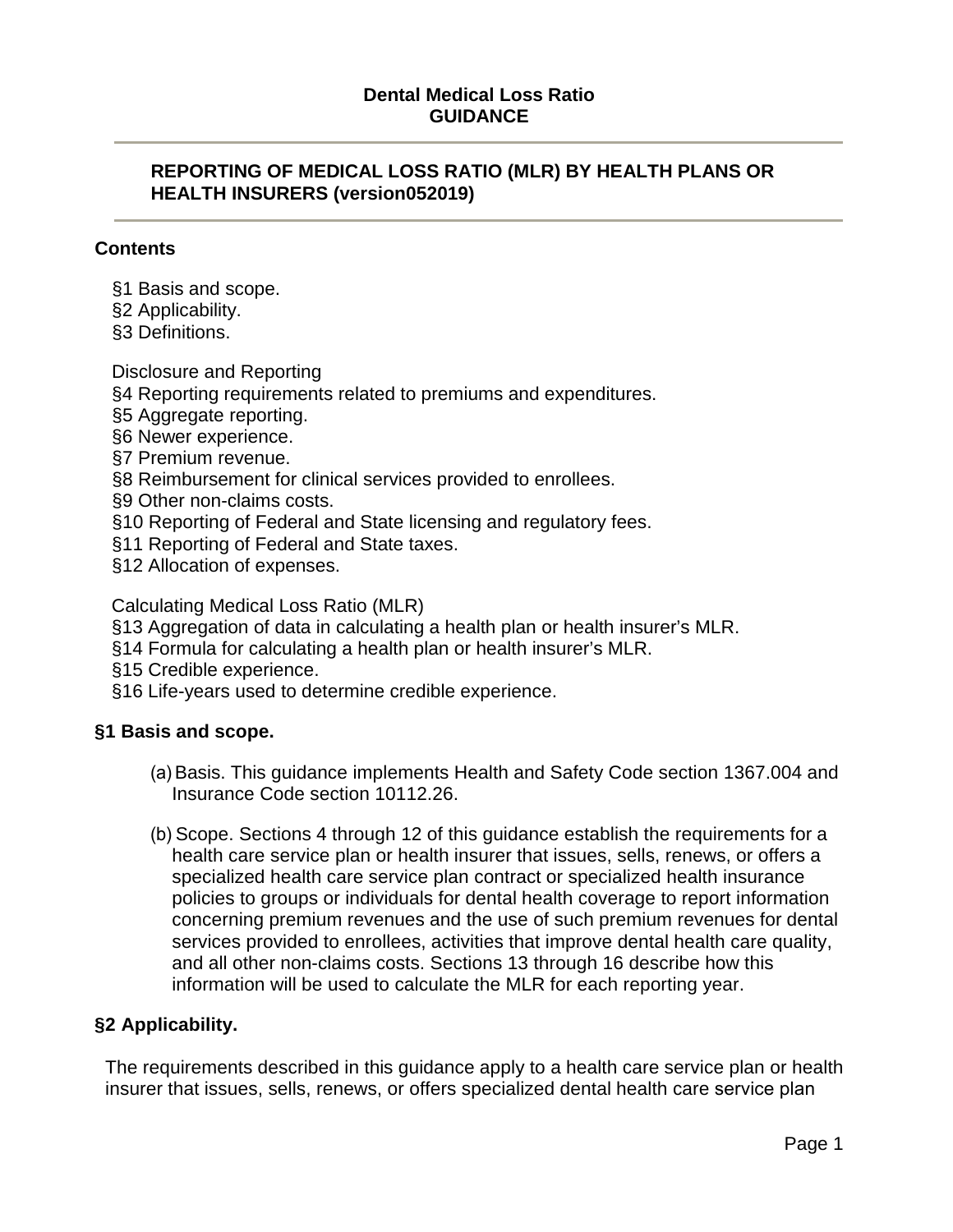**Dental Medical Loss Ratio**
**GUIDANCE**

---

## REPORTING OF MEDICAL LOSS RATIO (MLR) BY HEALTH PLANS OR HEALTH INSURERS (version052019)

---

### Contents

§1 Basis and scope.
§2 Applicability.
§3 Definitions.

Disclosure and Reporting
§4 Reporting requirements related to premiums and expenditures.
§5 Aggregate reporting.
§6 Newer experience.
§7 Premium revenue.
§8 Reimbursement for clinical services provided to enrollees.
§9 Other non-claims costs.
§10 Reporting of Federal and State licensing and regulatory fees.
§11 Reporting of Federal and State taxes.
§12 Allocation of expenses.

Calculating Medical Loss Ratio (MLR)
§13 Aggregation of data in calculating a health plan or health insurer's MLR.
§14 Formula for calculating a health plan or health insurer's MLR.
§15 Credible experience.
§16 Life-years used to determine credible experience.

### §1 Basis and scope.

(a) Basis. This guidance implements Health and Safety Code section 1367.004 and Insurance Code section 10112.26.

(b) Scope. Sections 4 through 12 of this guidance establish the requirements for a health care service plan or health insurer that issues, sells, renews, or offers a specialized health care service plan contract or specialized health insurance policies to groups or individuals for dental health coverage to report information concerning premium revenues and the use of such premium revenues for dental services provided to enrollees, activities that improve dental health care quality, and all other non-claims costs. Sections 13 through 16 describe how this information will be used to calculate the MLR for each reporting year.

### §2 Applicability.

The requirements described in this guidance apply to a health care service plan or health insurer that issues, sells, renews, or offers specialized dental health care service plan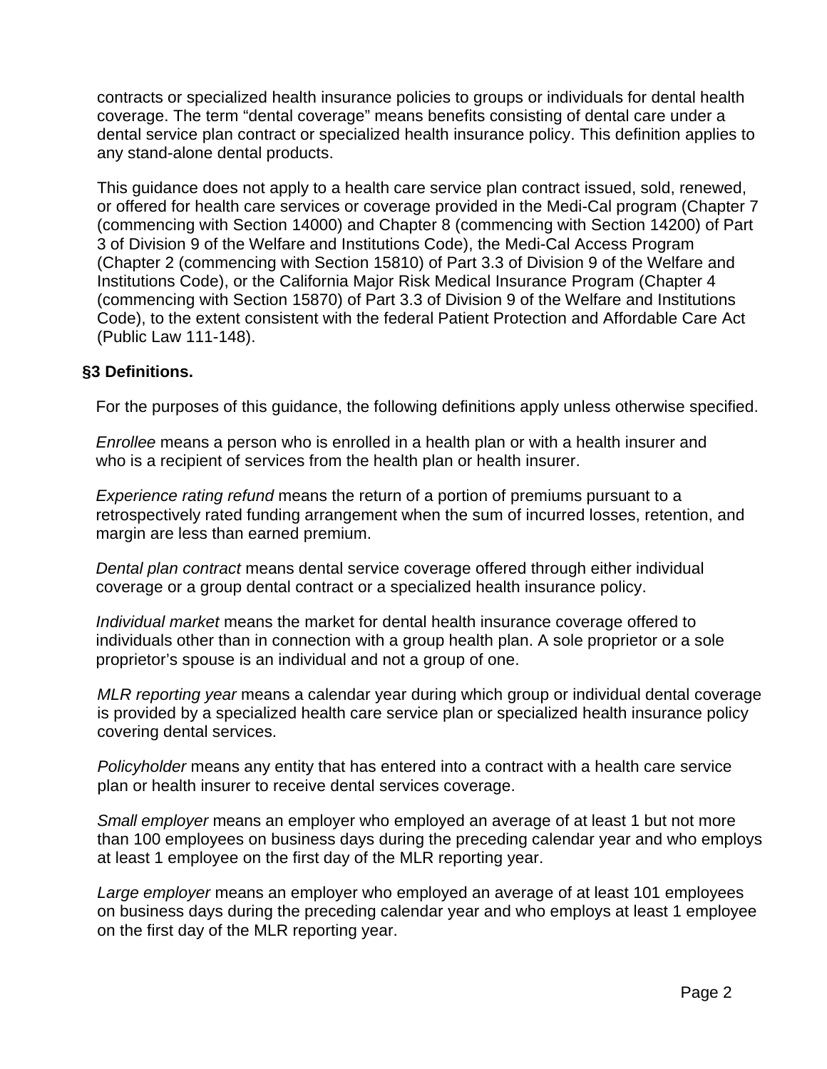contracts or specialized health insurance policies to groups or individuals for dental health coverage. The term “dental coverage” means benefits consisting of dental care under a dental service plan contract or specialized health insurance policy. This definition applies to any stand-alone dental products.

This guidance does not apply to a health care service plan contract issued, sold, renewed, or offered for health care services or coverage provided in the Medi-Cal program (Chapter 7 (commencing with Section 14000) and Chapter 8 (commencing with Section 14200) of Part 3 of Division 9 of the Welfare and Institutions Code), the Medi-Cal Access Program (Chapter 2 (commencing with Section 15810) of Part 3.3 of Division 9 of the Welfare and Institutions Code), or the California Major Risk Medical Insurance Program (Chapter 4 (commencing with Section 15870) of Part 3.3 of Division 9 of the Welfare and Institutions Code), to the extent consistent with the federal Patient Protection and Affordable Care Act (Public Law 111-148).

**§3 Definitions.**

For the purposes of this guidance, the following definitions apply unless otherwise specified.

*Enrollee* means a person who is enrolled in a health plan or with a health insurer and who is a recipient of services from the health plan or health insurer.

*Experience rating refund* means the return of a portion of premiums pursuant to a retrospectively rated funding arrangement when the sum of incurred losses, retention, and margin are less than earned premium.

*Dental plan contract* means dental service coverage offered through either individual coverage or a group dental contract or a specialized health insurance policy.

*Individual market* means the market for dental health insurance coverage offered to individuals other than in connection with a group health plan. A sole proprietor or a sole proprietor’s spouse is an individual and not a group of one.

*MLR reporting year* means a calendar year during which group or individual dental coverage is provided by a specialized health care service plan or specialized health insurance policy covering dental services.

*Policyholder* means any entity that has entered into a contract with a health care service plan or health insurer to receive dental services coverage.

*Small employer* means an employer who employed an average of at least 1 but not more than 100 employees on business days during the preceding calendar year and who employs at least 1 employee on the first day of the MLR reporting year.

*Large employer* means an employer who employed an average of at least 101 employees on business days during the preceding calendar year and who employs at least 1 employee on the first day of the MLR reporting year.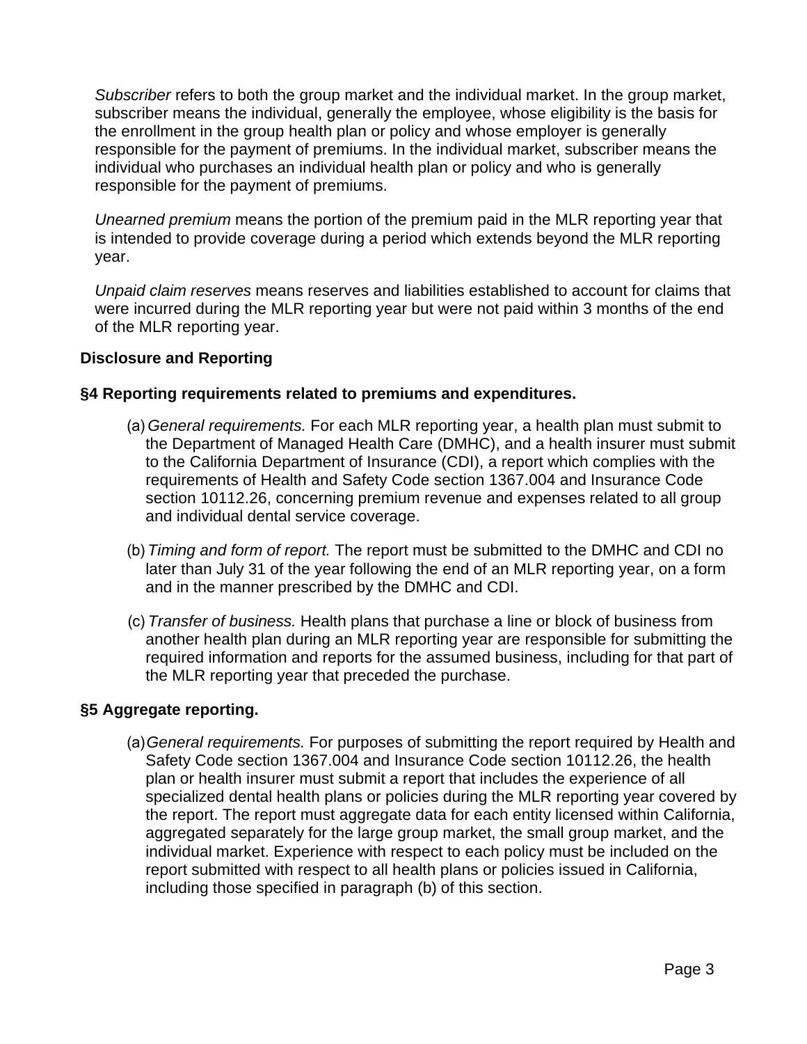*Subscriber* refers to both the group market and the individual market. In the group market, subscriber means the individual, generally the employee, whose eligibility is the basis for the enrollment in the group health plan or policy and whose employer is generally responsible for the payment of premiums. In the individual market, subscriber means the individual who purchases an individual health plan or policy and who is generally responsible for the payment of premiums.

*Unearned premium* means the portion of the premium paid in the MLR reporting year that is intended to provide coverage during a period which extends beyond the MLR reporting year.

*Unpaid claim reserves* means reserves and liabilities established to account for claims that were incurred during the MLR reporting year but were not paid within 3 months of the end of the MLR reporting year.

**Disclosure and Reporting**

**§4 Reporting requirements related to premiums and expenditures.**

(a) *General requirements.* For each MLR reporting year, a health plan must submit to the Department of Managed Health Care (DMHC), and a health insurer must submit to the California Department of Insurance (CDI), a report which complies with the requirements of Health and Safety Code section 1367.004 and Insurance Code section 10112.26, concerning premium revenue and expenses related to all group and individual dental service coverage.

(b) *Timing and form of report.* The report must be submitted to the DMHC and CDI no later than July 31 of the year following the end of an MLR reporting year, on a form and in the manner prescribed by the DMHC and CDI.

(c) *Transfer of business.* Health plans that purchase a line or block of business from another health plan during an MLR reporting year are responsible for submitting the required information and reports for the assumed business, including for that part of the MLR reporting year that preceded the purchase.

**§5 Aggregate reporting.**

(a) *General requirements.* For purposes of submitting the report required by Health and Safety Code section 1367.004 and Insurance Code section 10112.26, the health plan or health insurer must submit a report that includes the experience of all specialized dental health plans or policies during the MLR reporting year covered by the report. The report must aggregate data for each entity licensed within California, aggregated separately for the large group market, the small group market, and the individual market. Experience with respect to each policy must be included on the report submitted with respect to all health plans or policies issued in California, including those specified in paragraph (b) of this section.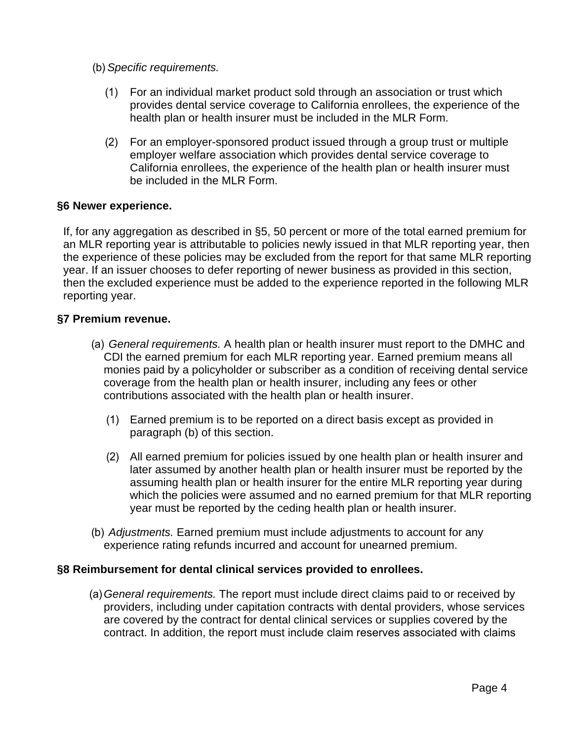(b) *Specific requirements.*

(1) For an individual market product sold through an association or trust which provides dental service coverage to California enrollees, the experience of the health plan or health insurer must be included in the MLR Form.

(2) For an employer-sponsored product issued through a group trust or multiple employer welfare association which provides dental service coverage to California enrollees, the experience of the health plan or health insurer must be included in the MLR Form.

**§6 Newer experience.**

If, for any aggregation as described in §5, 50 percent or more of the total earned premium for an MLR reporting year is attributable to policies newly issued in that MLR reporting year, then the experience of these policies may be excluded from the report for that same MLR reporting year. If an issuer chooses to defer reporting of newer business as provided in this section, then the excluded experience must be added to the experience reported in the following MLR reporting year.

**§7 Premium revenue.**

(a) *General requirements.* A health plan or health insurer must report to the DMHC and CDI the earned premium for each MLR reporting year. Earned premium means all monies paid by a policyholder or subscriber as a condition of receiving dental service coverage from the health plan or health insurer, including any fees or other contributions associated with the health plan or health insurer.

(1) Earned premium is to be reported on a direct basis except as provided in paragraph (b) of this section.

(2) All earned premium for policies issued by one health plan or health insurer and later assumed by another health plan or health insurer must be reported by the assuming health plan or health insurer for the entire MLR reporting year during which the policies were assumed and no earned premium for that MLR reporting year must be reported by the ceding health plan or health insurer.

(b) *Adjustments.* Earned premium must include adjustments to account for any experience rating refunds incurred and account for unearned premium.

**§8 Reimbursement for dental clinical services provided to enrollees.**

(a) *General requirements.* The report must include direct claims paid to or received by providers, including under capitation contracts with dental providers, whose services are covered by the contract for dental clinical services or supplies covered by the contract. In addition, the report must include claim reserves associated with claims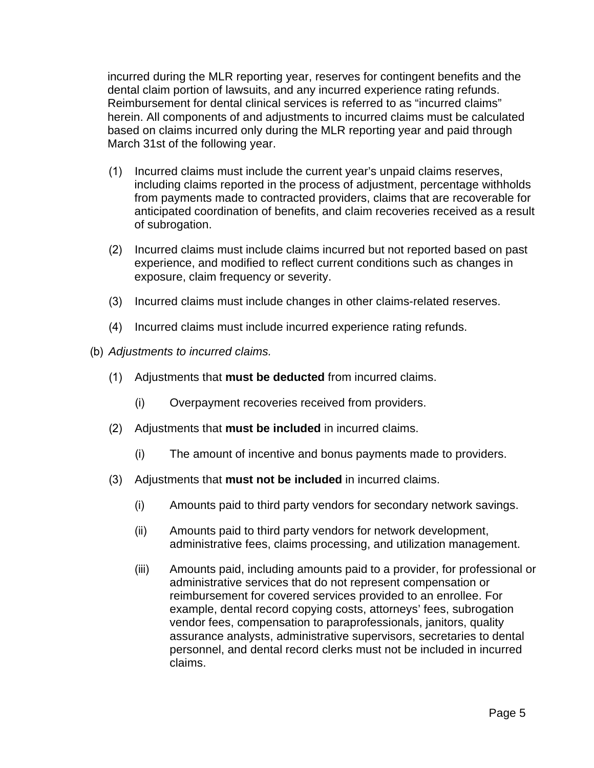incurred during the MLR reporting year, reserves for contingent benefits and the dental claim portion of lawsuits, and any incurred experience rating refunds. Reimbursement for dental clinical services is referred to as "incurred claims" herein. All components of and adjustments to incurred claims must be calculated based on claims incurred only during the MLR reporting year and paid through March 31st of the following year.

(1) Incurred claims must include the current year's unpaid claims reserves, including claims reported in the process of adjustment, percentage withholds from payments made to contracted providers, claims that are recoverable for anticipated coordination of benefits, and claim recoveries received as a result of subrogation.

(2) Incurred claims must include claims incurred but not reported based on past experience, and modified to reflect current conditions such as changes in exposure, claim frequency or severity.

(3) Incurred claims must include changes in other claims-related reserves.

(4) Incurred claims must include incurred experience rating refunds.

(b) *Adjustments to incurred claims.*

(1) Adjustments that **must be deducted** from incurred claims.

(i) Overpayment recoveries received from providers.

(2) Adjustments that **must be included** in incurred claims.

(i) The amount of incentive and bonus payments made to providers.

(3) Adjustments that **must not be included** in incurred claims.

(i) Amounts paid to third party vendors for secondary network savings.

(ii) Amounts paid to third party vendors for network development, administrative fees, claims processing, and utilization management.

(iii) Amounts paid, including amounts paid to a provider, for professional or administrative services that do not represent compensation or reimbursement for covered services provided to an enrollee. For example, dental record copying costs, attorneys' fees, subrogation vendor fees, compensation to paraprofessionals, janitors, quality assurance analysts, administrative supervisors, secretaries to dental personnel, and dental record clerks must not be included in incurred claims.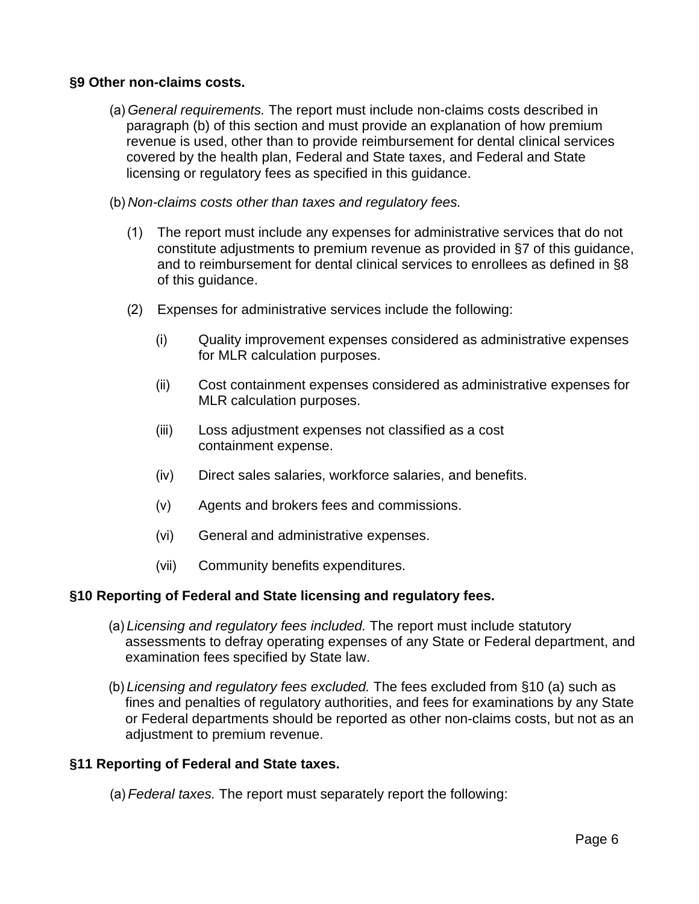**§9 Other non-claims costs.**

(a) *General requirements.* The report must include non-claims costs described in paragraph (b) of this section and must provide an explanation of how premium revenue is used, other than to provide reimbursement for dental clinical services covered by the health plan, Federal and State taxes, and Federal and State licensing or regulatory fees as specified in this guidance.

(b) *Non-claims costs other than taxes and regulatory fees.*

(1) The report must include any expenses for administrative services that do not constitute adjustments to premium revenue as provided in §7 of this guidance, and to reimbursement for dental clinical services to enrollees as defined in §8 of this guidance.

(2) Expenses for administrative services include the following:

(i) Quality improvement expenses considered as administrative expenses for MLR calculation purposes.

(ii) Cost containment expenses considered as administrative expenses for MLR calculation purposes.

(iii) Loss adjustment expenses not classified as a cost containment expense.

(iv) Direct sales salaries, workforce salaries, and benefits.

(v) Agents and brokers fees and commissions.

(vi) General and administrative expenses.

(vii) Community benefits expenditures.

**§10 Reporting of Federal and State licensing and regulatory fees.**

(a) *Licensing and regulatory fees included.* The report must include statutory assessments to defray operating expenses of any State or Federal department, and examination fees specified by State law.

(b) *Licensing and regulatory fees excluded.* The fees excluded from §10 (a) such as fines and penalties of regulatory authorities, and fees for examinations by any State or Federal departments should be reported as other non-claims costs, but not as an adjustment to premium revenue.

**§11 Reporting of Federal and State taxes.**

(a) *Federal taxes.* The report must separately report the following: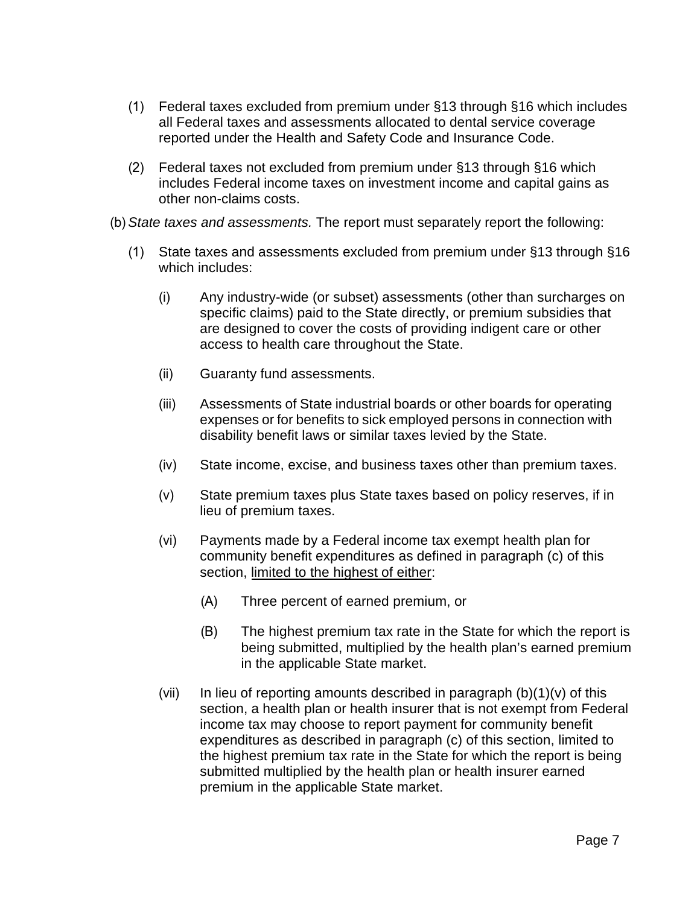(1) Federal taxes excluded from premium under §13 through §16 which includes all Federal taxes and assessments allocated to dental service coverage reported under the Health and Safety Code and Insurance Code.

(2) Federal taxes not excluded from premium under §13 through §16 which includes Federal income taxes on investment income and capital gains as other non-claims costs.

(b) *State taxes and assessments.* The report must separately report the following:

(1) State taxes and assessments excluded from premium under §13 through §16 which includes:

(i) Any industry-wide (or subset) assessments (other than surcharges on specific claims) paid to the State directly, or premium subsidies that are designed to cover the costs of providing indigent care or other access to health care throughout the State.

(ii) Guaranty fund assessments.

(iii) Assessments of State industrial boards or other boards for operating expenses or for benefits to sick employed persons in connection with disability benefit laws or similar taxes levied by the State.

(iv) State income, excise, and business taxes other than premium taxes.

(v) State premium taxes plus State taxes based on policy reserves, if in lieu of premium taxes.

(vi) Payments made by a Federal income tax exempt health plan for community benefit expenditures as defined in paragraph (c) of this section, <u>limited to the highest of either</u>:

(A) Three percent of earned premium, or

(B) The highest premium tax rate in the State for which the report is being submitted, multiplied by the health plan's earned premium in the applicable State market.

(vii) In lieu of reporting amounts described in paragraph (b)(1)(v) of this section, a health plan or health insurer that is not exempt from Federal income tax may choose to report payment for community benefit expenditures as described in paragraph (c) of this section, limited to the highest premium tax rate in the State for which the report is being submitted multiplied by the health plan or health insurer earned premium in the applicable State market.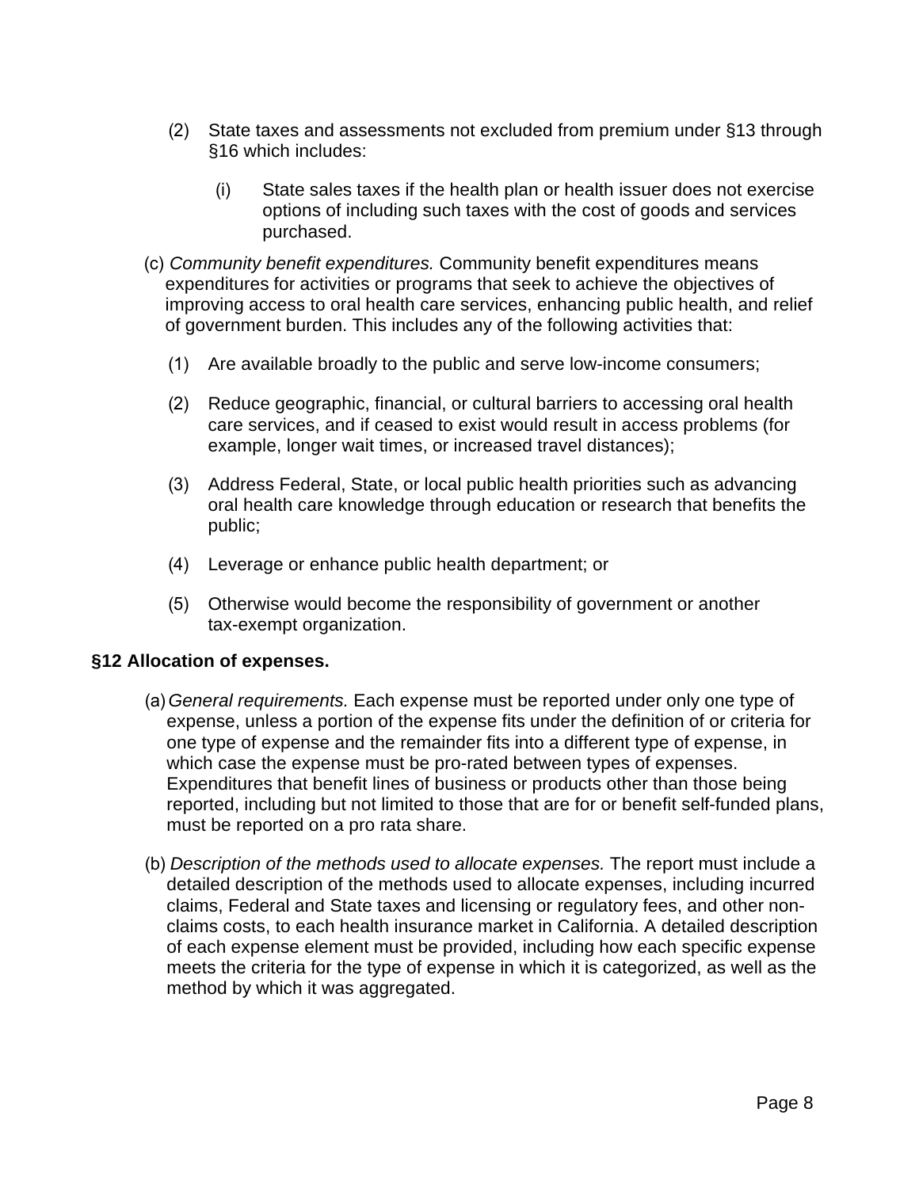(2) State taxes and assessments not excluded from premium under §13 through §16 which includes:

(i) State sales taxes if the health plan or health issuer does not exercise options of including such taxes with the cost of goods and services purchased.

(c) *Community benefit expenditures.* Community benefit expenditures means expenditures for activities or programs that seek to achieve the objectives of improving access to oral health care services, enhancing public health, and relief of government burden. This includes any of the following activities that:

(1) Are available broadly to the public and serve low-income consumers;

(2) Reduce geographic, financial, or cultural barriers to accessing oral health care services, and if ceased to exist would result in access problems (for example, longer wait times, or increased travel distances);

(3) Address Federal, State, or local public health priorities such as advancing oral health care knowledge through education or research that benefits the public;

(4) Leverage or enhance public health department; or

(5) Otherwise would become the responsibility of government or another tax-exempt organization.

**§12 Allocation of expenses.**

(a) *General requirements.* Each expense must be reported under only one type of expense, unless a portion of the expense fits under the definition of or criteria for one type of expense and the remainder fits into a different type of expense, in which case the expense must be pro-rated between types of expenses. Expenditures that benefit lines of business or products other than those being reported, including but not limited to those that are for or benefit self-funded plans, must be reported on a pro rata share.

(b) *Description of the methods used to allocate expenses.* The report must include a detailed description of the methods used to allocate expenses, including incurred claims, Federal and State taxes and licensing or regulatory fees, and other non-claims costs, to each health insurance market in California. A detailed description of each expense element must be provided, including how each specific expense meets the criteria for the type of expense in which it is categorized, as well as the method by which it was aggregated.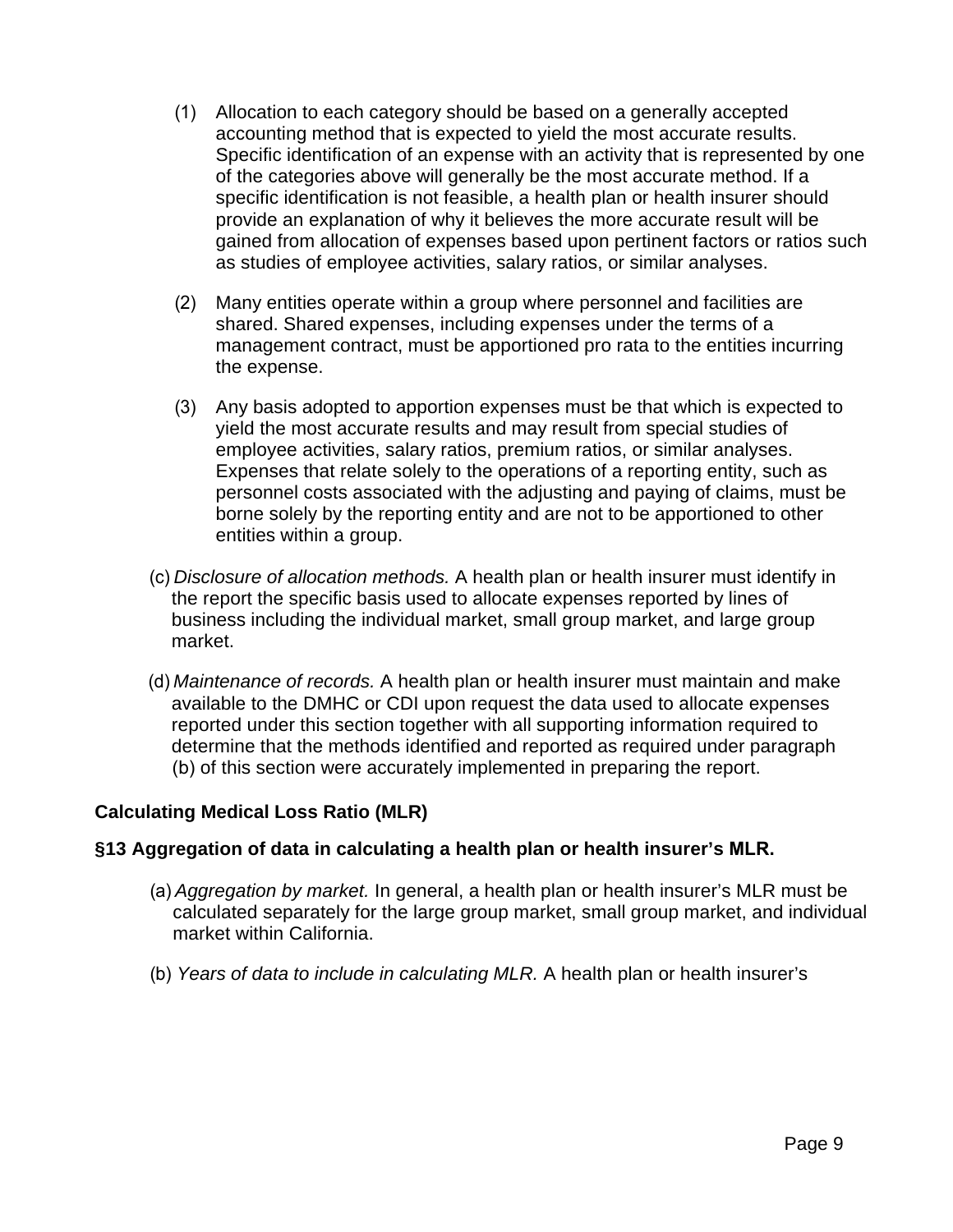(1) Allocation to each category should be based on a generally accepted accounting method that is expected to yield the most accurate results. Specific identification of an expense with an activity that is represented by one of the categories above will generally be the most accurate method. If a specific identification is not feasible, a health plan or health insurer should provide an explanation of why it believes the more accurate result will be gained from allocation of expenses based upon pertinent factors or ratios such as studies of employee activities, salary ratios, or similar analyses.

(2) Many entities operate within a group where personnel and facilities are shared. Shared expenses, including expenses under the terms of a management contract, must be apportioned pro rata to the entities incurring the expense.

(3) Any basis adopted to apportion expenses must be that which is expected to yield the most accurate results and may result from special studies of employee activities, salary ratios, premium ratios, or similar analyses. Expenses that relate solely to the operations of a reporting entity, such as personnel costs associated with the adjusting and paying of claims, must be borne solely by the reporting entity and are not to be apportioned to other entities within a group.

(c) *Disclosure of allocation methods.* A health plan or health insurer must identify in the report the specific basis used to allocate expenses reported by lines of business including the individual market, small group market, and large group market.

(d) *Maintenance of records.* A health plan or health insurer must maintain and make available to the DMHC or CDI upon request the data used to allocate expenses reported under this section together with all supporting information required to determine that the methods identified and reported as required under paragraph (b) of this section were accurately implemented in preparing the report.

**Calculating Medical Loss Ratio (MLR)**

**§13 Aggregation of data in calculating a health plan or health insurer's MLR.**

(a) *Aggregation by market.* In general, a health plan or health insurer's MLR must be calculated separately for the large group market, small group market, and individual market within California.

(b) *Years of data to include in calculating MLR.* A health plan or health insurer's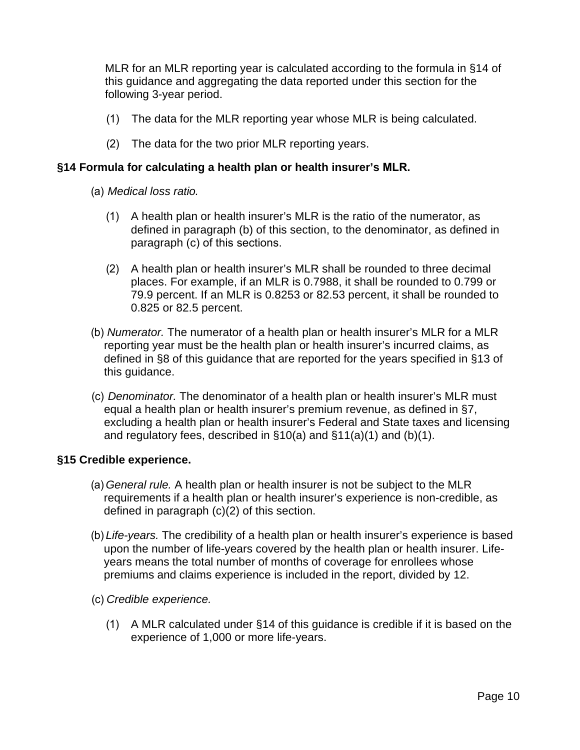MLR for an MLR reporting year is calculated according to the formula in §14 of this guidance and aggregating the data reported under this section for the following 3-year period.

(1) The data for the MLR reporting year whose MLR is being calculated.

(2) The data for the two prior MLR reporting years.

**§14 Formula for calculating a health plan or health insurer's MLR.**

(a) *Medical loss ratio.*

(1) A health plan or health insurer's MLR is the ratio of the numerator, as defined in paragraph (b) of this section, to the denominator, as defined in paragraph (c) of this sections.

(2) A health plan or health insurer's MLR shall be rounded to three decimal places. For example, if an MLR is 0.7988, it shall be rounded to 0.799 or 79.9 percent. If an MLR is 0.8253 or 82.53 percent, it shall be rounded to 0.825 or 82.5 percent.

(b) *Numerator.* The numerator of a health plan or health insurer's MLR for a MLR reporting year must be the health plan or health insurer's incurred claims, as defined in §8 of this guidance that are reported for the years specified in §13 of this guidance.

(c) *Denominator.* The denominator of a health plan or health insurer's MLR must equal a health plan or health insurer's premium revenue, as defined in §7, excluding a health plan or health insurer's Federal and State taxes and licensing and regulatory fees, described in §10(a) and §11(a)(1) and (b)(1).

**§15 Credible experience.**

(a) *General rule.* A health plan or health insurer is not be subject to the MLR requirements if a health plan or health insurer's experience is non-credible, as defined in paragraph (c)(2) of this section.

(b) *Life-years.* The credibility of a health plan or health insurer's experience is based upon the number of life-years covered by the health plan or health insurer. Life-years means the total number of months of coverage for enrollees whose premiums and claims experience is included in the report, divided by 12.

(c) *Credible experience.*

(1) A MLR calculated under §14 of this guidance is credible if it is based on the experience of 1,000 or more life-years.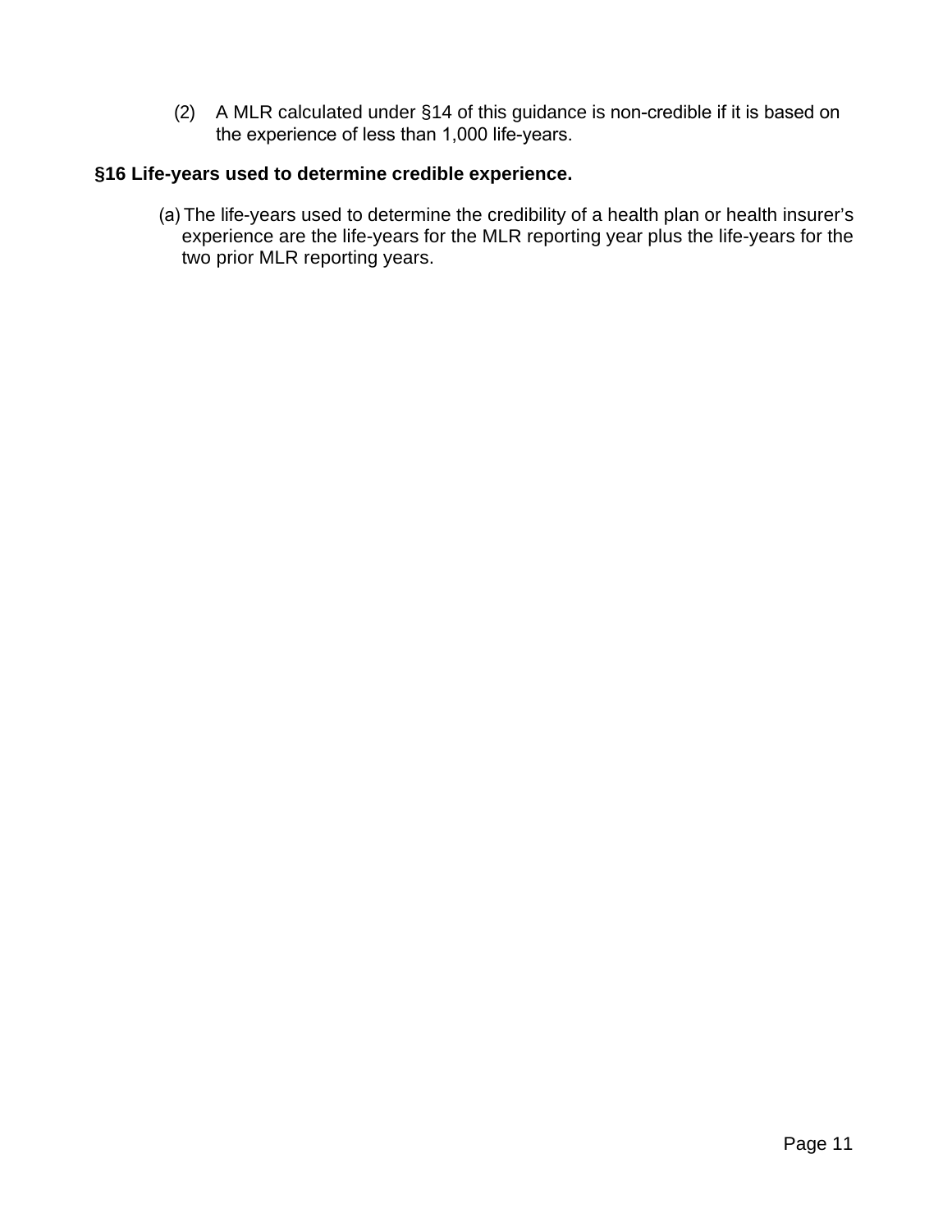(2) A MLR calculated under §14 of this guidance is non-credible if it is based on the experience of less than 1,000 life-years.

**§16 Life-years used to determine credible experience.**

(a) The life-years used to determine the credibility of a health plan or health insurer's experience are the life-years for the MLR reporting year plus the life-years for the two prior MLR reporting years.